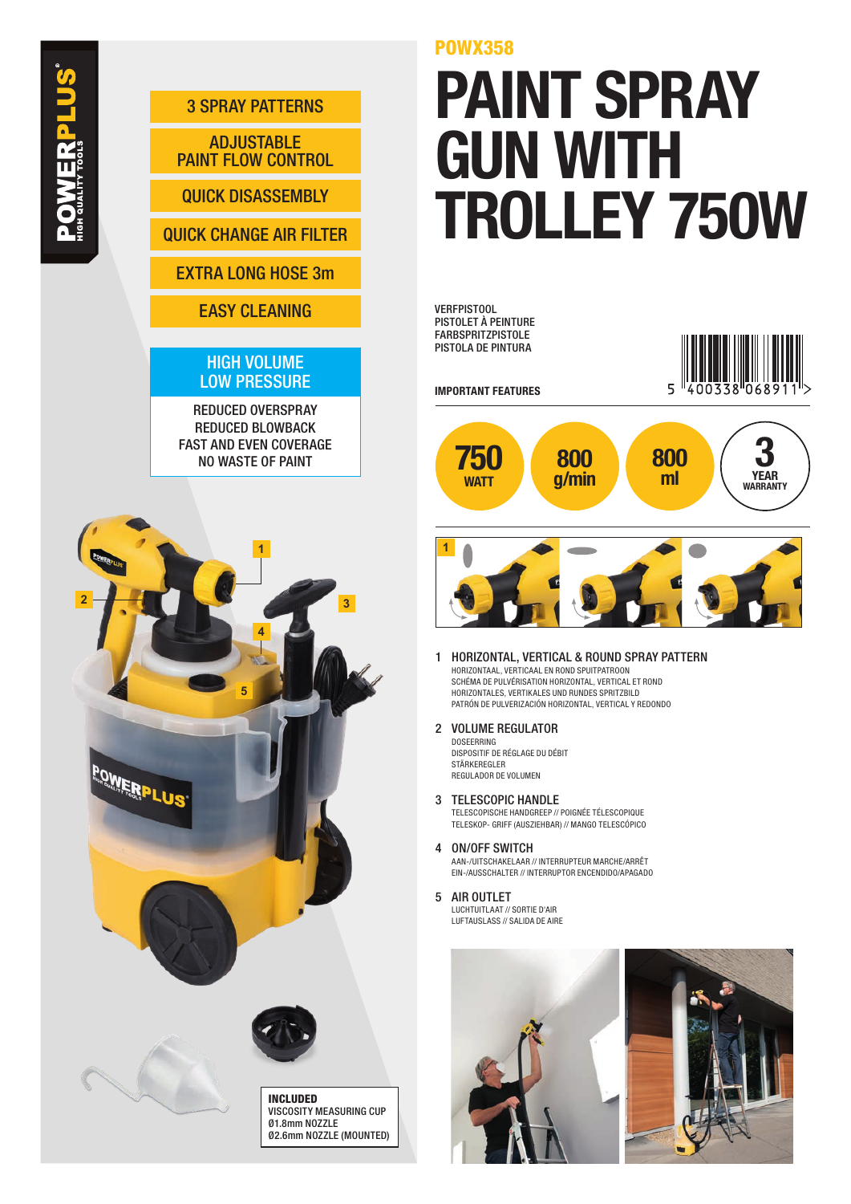POWERPLUS® HIGH QUALITY TOOLS

- 3 SPRAY PATTERNS
- ADJUSTABLE PAINT FLOW CONTROL
- QUICK DISASSEMBLY
- QUICK CHANGE AIR FILTER
- EXTRA LONG HOSE 3m
- EASY CLEANING

**HIGH VOLUME LOW PRESSURE**

REDUCED OVERSPRAY
REDUCED BLOWBACK
FAST AND EVEN COVERAGE
NO WASTE OF PAINT

**INCLUDED**
VISCOSITY MEASURING CUP
Ø1.8mm NOZZLE
Ø2.6mm NOZZLE (MOUNTED)

## POWX358

# PAINT SPRAY GUN WITH TROLLEY 750W

VERFPISTOOL
PISTOLET À PEINTURE
FARBSPRITZPISTOLE
PISTOLA DE PINTURA

5 400338 068911

**IMPORTANT FEATURES**

- 750 WATT
- 800 g/min
- 800 ml
- 3 YEAR WARRANTY

1. **HORIZONTAL, VERTICAL & ROUND SPRAY PATTERN**
   HORIZONTAAL, VERTICAAL EN ROND SPUITPATROON
   SCHÉMA DE PULVÉRISATION HORIZONTAL, VERTICAL ET ROND
   HORIZONTALES, VERTIKALES UND RUNDES SPRITZBILD
   PATRÓN DE PULVERIZACIÓN HORIZONTAL, VERTICAL Y REDONDO

2. **VOLUME REGULATOR**
   DOSEERRING
   DISPOSITIF DE RÉGLAGE DU DÉBIT
   STÄRKEREGLER
   REGULADOR DE VOLUMEN

3. **TELESCOPIC HANDLE**
   TELESCOPISCHE HANDGREEP // POIGNÉE TÉLESCOPIQUE
   TELESKOP- GRIFF (AUSZIEHBAR) // MANGO TELESCÓPICO

4. **ON/OFF SWITCH**
   AAN-/UITSCHAKELAAR // INTERRUPTEUR MARCHE/ARRÊT
   EIN-/AUSSCHALTER // INTERRUPTOR ENCENDIDO/APAGADO

5. **AIR OUTLET**
   LUCHTUITLAAT // SORTIE D'AIR
   LUFTAUSLASS // SALIDA DE AIRE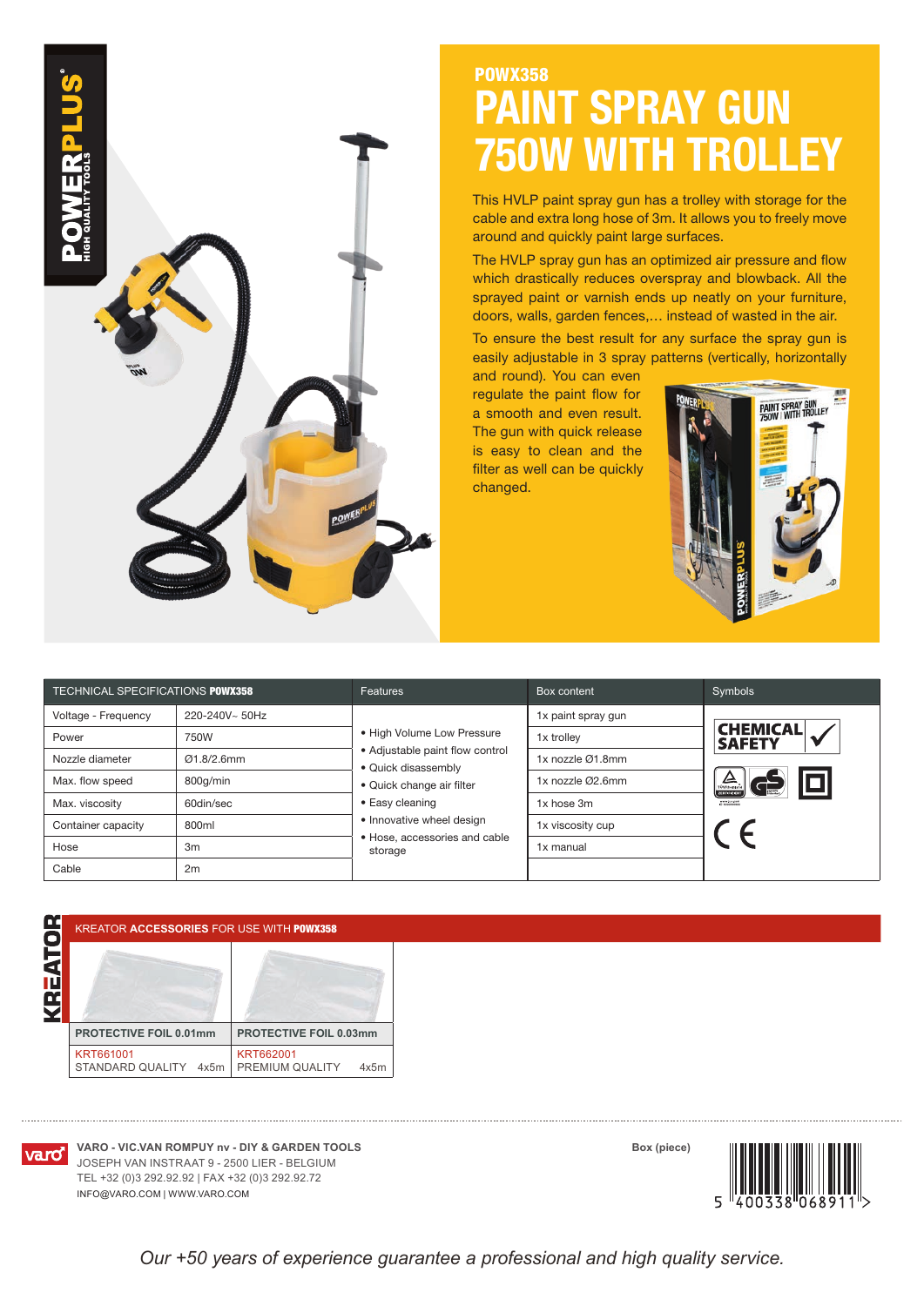POWERPLUS® HIGH QUALITY TOOLS

## POWX358

# PAINT SPRAY GUN 750W WITH TROLLEY

This HVLP paint spray gun has a trolley with storage for the cable and extra long hose of 3m. It allows you to freely move around and quickly paint large surfaces.

The HVLP spray gun has an optimized air pressure and flow which drastically reduces overspray and blowback. All the sprayed paint or varnish ends up neatly on your furniture, doors, walls, garden fences,... instead of wasted in the air.

To ensure the best result for any surface the spray gun is easily adjustable in 3 spray patterns (vertically, horizontally and round). You can even regulate the paint flow for a smooth and even result. The gun with quick release is easy to clean and the filter as well can be quickly changed.

| TECHNICAL SPECIFICATIONS **POWX358** | | Features | Box content | Symbols |
|---|---|---|---|---|
| Voltage - Frequency | 220-240V~ 50Hz | • High Volume Low Pressure<br>• Adjustable paint flow control<br>• Quick disassembly<br>• Quick change air filter<br>• Easy cleaning<br>• Innovative wheel design<br>• Hose, accessories and cable storage | 1x paint spray gun | CHEMICAL SAFETY ✓ |
| Power | 750W | | 1x trolley | |
| Nozzle diameter | Ø1.8/2.6mm | | 1x nozzle Ø1.8mm | |
| Max. flow speed | 800g/min | | 1x nozzle Ø2.6mm | |
| Max. viscosity | 60din/sec | | 1x hose 3m | |
| Container capacity | 800ml | | 1x viscosity cup | CE |
| Hose | 3m | | 1x manual | |
| Cable | 2m | | | |

KREATOR

| KREATOR **ACCESSORIES** FOR USE WITH **POWX358** | |
|---|---|
| **PROTECTIVE FOIL 0.01mm** | **PROTECTIVE FOIL 0.03mm** |
| KRT661001<br>STANDARD QUALITY 4x5m | KRT662001<br>PREMIUM QUALITY 4x5m |

**VARO - VIC.VAN ROMPUY nv - DIY & GARDEN TOOLS**
JOSEPH VAN INSTRAAT 9 - 2500 LIER - BELGIUM
TEL +32 (0)3 292.92.92 | FAX +32 (0)3 292.92.72
INFO@VARO.COM | WWW.VARO.COM

**Box (piece)**

5 400338 068911

*Our +50 years of experience guarantee a professional and high quality service.*